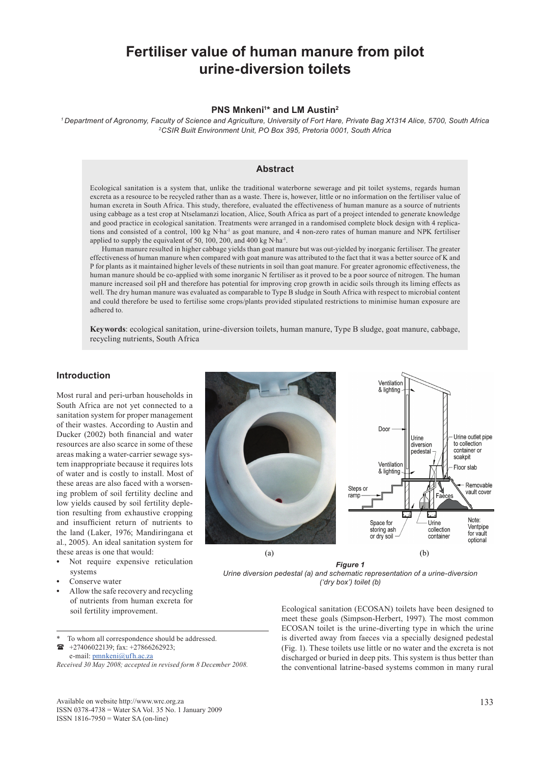# Fertiliser value of human manure from pilot urine-diversion toilets

**PNS Mnkeni[1]* and LM Austin[2]**

*[1] Department of Agronomy, Faculty of Science and Agriculture, University of Fort Hare, Private Bag X1314 Alice, 5700, South Africa*
*[2] CSIR Built Environment Unit, PO Box 395, Pretoria 0001, South Africa*

## Abstract

Ecological sanitation is a system that, unlike the traditional waterborne sewerage and pit toilet systems, regards human excreta as a resource to be recycled rather than as a waste. There is, however, little or no information on the fertiliser value of human excreta in South Africa. This study, therefore, evaluated the effectiveness of human manure as a source of nutrients using cabbage as a test crop at Ntselamanzi location, Alice, South Africa as part of a project intended to generate knowledge and good practice in ecological sanitation. Treatments were arranged in a randomised complete block design with 4 replications and consisted of a control, 100 kg N·ha$^{-1}$ as goat manure, and 4 non-zero rates of human manure and NPK fertiliser applied to supply the equivalent of 50, 100, 200, and 400 kg N·ha$^{-1}$.

Human manure resulted in higher cabbage yields than goat manure but was out-yielded by inorganic fertiliser. The greater effectiveness of human manure when compared with goat manure was attributed to the fact that it was a better source of K and P for plants as it maintained higher levels of these nutrients in soil than goat manure. For greater agronomic effectiveness, the human manure should be co-applied with some inorganic N fertiliser as it proved to be a poor source of nitrogen. The human manure increased soil pH and therefore has potential for improving crop growth in acidic soils through its liming effects as well. The dry human manure was evaluated as comparable to Type B sludge in South Africa with respect to microbial content and could therefore be used to fertilise some crops/plants provided stipulated restrictions to minimise human exposure are adhered to.

**Keywords**: ecological sanitation, urine-diversion toilets, human manure, Type B sludge, goat manure, cabbage, recycling nutrients, South Africa

## Introduction

Most rural and peri-urban households in South Africa are not yet connected to a sanitation system for proper management of their wastes. According to Austin and Ducker (2002) both financial and water resources are also scarce in some of these areas making a water-carrier sewage system inappropriate because it requires lots of water and is costly to install. Most of these areas are also faced with a worsening problem of soil fertility decline and low yields caused by soil fertility depletion resulting from exhaustive cropping and insufficient return of nutrients to the land (Laker, 1976; Mandiringana et al., 2005). An ideal sanitation system for these areas is one that would:

- Not require expensive reticulation systems
- Conserve water
- Allow the safe recovery and recycling of nutrients from human excreta for soil fertility improvement.

***Figure 1***
*Urine diversion pedestal (a) and schematic representation of a urine-diversion ('dry box') toilet (b)*

Ecological sanitation (ECOSAN) toilets have been designed to meet these goals (Simpson-Herbert, 1997). The most common ECOSAN toilet is the urine-diverting type in which the urine is diverted away from faeces via a specially designed pedestal (Fig. 1). These toilets use little or no water and the excreta is not discharged or buried in deep pits. This system is thus better than the conventional latrine-based systems common in many rural

---

\* To whom all correspondence should be addressed.
☎ +27406022139; fax: +27866262923;
e-mail: pmnkeni@ufh.ac.za

*Received 30 May 2008; accepted in revised form 8 December 2008.*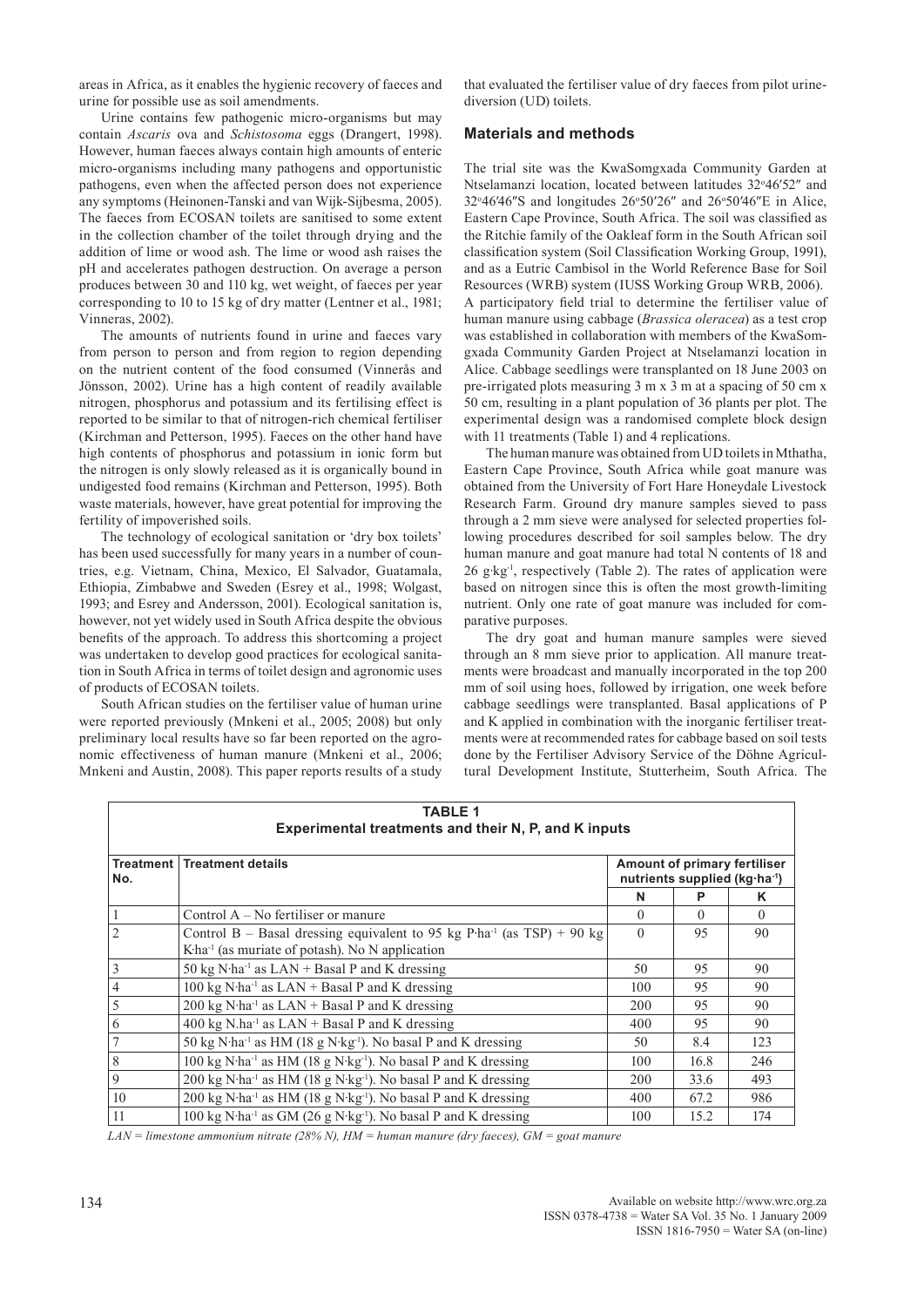areas in Africa, as it enables the hygienic recovery of faeces and urine for possible use as soil amendments.

Urine contains few pathogenic micro-organisms but may contain *Ascaris* ova and *Schistosoma* eggs (Drangert, 1998). However, human faeces always contain high amounts of enteric micro-organisms including many pathogens and opportunistic pathogens, even when the affected person does not experience any symptoms (Heinonen-Tanski and van Wijk-Sijbesma, 2005). The faeces from ECOSAN toilets are sanitised to some extent in the collection chamber of the toilet through drying and the addition of lime or wood ash. The lime or wood ash raises the pH and accelerates pathogen destruction. On average a person produces between 30 and 110 kg, wet weight, of faeces per year corresponding to 10 to 15 kg of dry matter (Lentner et al., 1981; Vinneras, 2002).

The amounts of nutrients found in urine and faeces vary from person to person and from region to region depending on the nutrient content of the food consumed (Vinnerås and Jönsson, 2002). Urine has a high content of readily available nitrogen, phosphorus and potassium and its fertilising effect is reported to be similar to that of nitrogen-rich chemical fertiliser (Kirchman and Petterson, 1995). Faeces on the other hand have high contents of phosphorus and potassium in ionic form but the nitrogen is only slowly released as it is organically bound in undigested food remains (Kirchman and Petterson, 1995). Both waste materials, however, have great potential for improving the fertility of impoverished soils.

The technology of ecological sanitation or 'dry box toilets' has been used successfully for many years in a number of countries, e.g. Vietnam, China, Mexico, El Salvador, Guatamala, Ethiopia, Zimbabwe and Sweden (Esrey et al., 1998; Wolgast, 1993; and Esrey and Andersson, 2001). Ecological sanitation is, however, not yet widely used in South Africa despite the obvious benefits of the approach. To address this shortcoming a project was undertaken to develop good practices for ecological sanitation in South Africa in terms of toilet design and agronomic uses of products of ECOSAN toilets.

South African studies on the fertiliser value of human urine were reported previously (Mnkeni et al., 2005; 2008) but only preliminary local results have so far been reported on the agronomic effectiveness of human manure (Mnkeni et al., 2006; Mnkeni and Austin, 2008). This paper reports results of a study that evaluated the fertiliser value of dry faeces from pilot urine-diversion (UD) toilets.

## Materials and methods

The trial site was the KwaSomgxada Community Garden at Ntselamanzi location, located between latitudes 32°46′52″ and 32°46′46″S and longitudes 26°50′26″ and 26°50′46″E in Alice, Eastern Cape Province, South Africa. The soil was classified as the Ritchie family of the Oakleaf form in the South African soil classification system (Soil Classification Working Group, 1991), and as a Eutric Cambisol in the World Reference Base for Soil Resources (WRB) system (IUSS Working Group WRB, 2006). A participatory field trial to determine the fertiliser value of human manure using cabbage (*Brassica oleracea*) as a test crop was established in collaboration with members of the KwaSomgxada Community Garden Project at Ntselamanzi location in Alice. Cabbage seedlings were transplanted on 18 June 2003 on pre-irrigated plots measuring 3 m x 3 m at a spacing of 50 cm x 50 cm, resulting in a plant population of 36 plants per plot. The experimental design was a randomised complete block design with 11 treatments (Table 1) and 4 replications.

The human manure was obtained from UD toilets in Mthatha, Eastern Cape Province, South Africa while goat manure was obtained from the University of Fort Hare Honeydale Livestock Research Farm. Ground dry manure samples sieved to pass through a 2 mm sieve were analysed for selected properties following procedures described for soil samples below. The dry human manure and goat manure had total N contents of 18 and 26 g·kg$^{-1}$, respectively (Table 2). The rates of application were based on nitrogen since this is often the most growth-limiting nutrient. Only one rate of goat manure was included for comparative purposes.

The dry goat and human manure samples were sieved through an 8 mm sieve prior to application. All manure treatments were broadcast and manually incorporated in the top 200 mm of soil using hoes, followed by irrigation, one week before cabbage seedlings were transplanted. Basal applications of P and K applied in combination with the inorganic fertiliser treatments were at recommended rates for cabbage based on soil tests done by the Fertiliser Advisory Service of the Döhne Agricultural Development Institute, Stutterheim, South Africa. The

**TABLE 1**
**Experimental treatments and their N, P, and K inputs**

| Treatment No. | Treatment details | Amount of primary fertiliser nutrients supplied (kg·ha$^{-1}$) | | |
|---|---|---|---|---|
| | | N | P | K |
| 1 | Control A – No fertiliser or manure | 0 | 0 | 0 |
| 2 | Control B – Basal dressing equivalent to 95 kg P·ha$^{-1}$ (as TSP) + 90 kg K·ha$^{-1}$ (as muriate of potash). No N application | 0 | 95 | 90 |
| 3 | 50 kg N·ha$^{-1}$ as LAN + Basal P and K dressing | 50 | 95 | 90 |
| 4 | 100 kg N·ha$^{-1}$ as LAN + Basal P and K dressing | 100 | 95 | 90 |
| 5 | 200 kg N·ha$^{-1}$ as LAN + Basal P and K dressing | 200 | 95 | 90 |
| 6 | 400 kg N.ha$^{-1}$ as LAN + Basal P and K dressing | 400 | 95 | 90 |
| 7 | 50 kg N·ha$^{-1}$ as HM (18 g N·kg$^{-1}$). No basal P and K dressing | 50 | 8.4 | 123 |
| 8 | 100 kg N·ha$^{-1}$ as HM (18 g N·kg$^{-1}$). No basal P and K dressing | 100 | 16.8 | 246 |
| 9 | 200 kg N·ha$^{-1}$ as HM (18 g N·kg$^{-1}$). No basal P and K dressing | 200 | 33.6 | 493 |
| 10 | 200 kg N·ha$^{-1}$ as HM (18 g N·kg$^{-1}$). No basal P and K dressing | 400 | 67.2 | 986 |
| 11 | 100 kg N·ha$^{-1}$ as GM (26 g N·kg$^{-1}$). No basal P and K dressing | 100 | 15.2 | 174 |

*LAN = limestone ammonium nitrate (28% N), HM = human manure (dry faeces), GM = goat manure*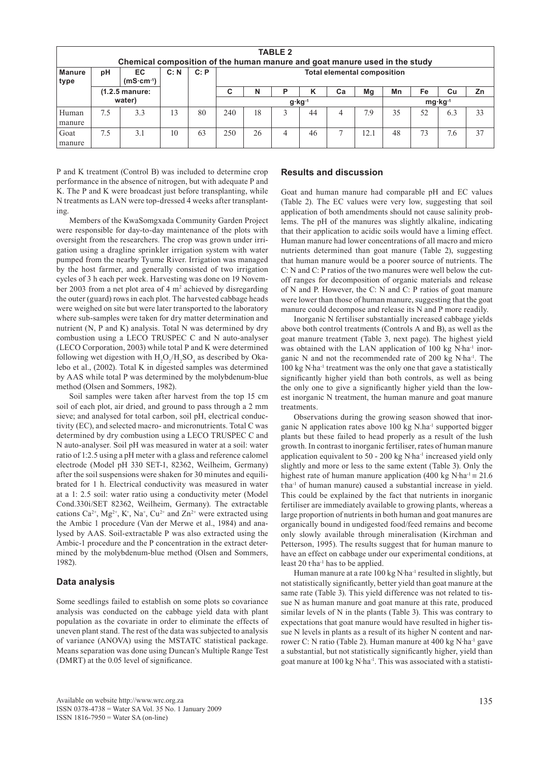**TABLE 2**
**Chemical composition of the human manure and goat manure used in the study**

| Manure type | pH | EC ($mS \cdot cm^{-1}$) | C: N | C: P | Total elemental composition | | | | | | | | | |
|---|---|---|---|---|---|---|---|---|---|---|---|---|---|---|
| | (1.2.5 manure: water) | | | | C | N | P | K | Ca | Mg | Mn | Fe | Cu | Zn |
| | | | | | $g \cdot kg^{-1}$ | | | | | | $mg \cdot kg^{-1}$ | | | |
| Human manure | 7.5 | 3.3 | 13 | 80 | 240 | 18 | 3 | 44 | 4 | 7.9 | 35 | 52 | 6.3 | 33 |
| Goat manure | 7.5 | 3.1 | 10 | 63 | 250 | 26 | 4 | 46 | 7 | 12.1 | 48 | 73 | 7.6 | 37 |

P and K treatment (Control B) was included to determine crop performance in the absence of nitrogen, but with adequate P and K. The P and K were broadcast just before transplanting, while N treatments as LAN were top-dressed 4 weeks after transplanting.

Members of the KwaSomgxada Community Garden Project were responsible for day-to-day maintenance of the plots with oversight from the researchers. The crop was grown under irrigation using a dragline sprinkler irrigation system with water pumped from the nearby Tyume River. Irrigation was managed by the host farmer, and generally consisted of two irrigation cycles of 3 h each per week. Harvesting was done on 19 November 2003 from a net plot area of 4 $m^2$ achieved by disregarding the outer (guard) rows in each plot. The harvested cabbage heads were weighed on site but were later transported to the laboratory where sub-samples were taken for dry matter determination and nutrient (N, P and K) analysis. Total N was determined by dry combustion using a LECO TRUSPEC C and N auto-analyser (LECO Corporation, 2003) while total P and K were determined following wet digestion with $H_2O_2/H_2SO_4$ as described by Okalebo et al., (2002). Total K in digested samples was determined by AAS while total P was determined by the molybdenum-blue method (Olsen and Sommers, 1982).

Soil samples were taken after harvest from the top 15 cm soil of each plot, air dried, and ground to pass through a 2 mm sieve; and analysed for total carbon, soil pH, electrical conductivity (EC), and selected macro- and micronutrients. Total C was determined by dry combustion using a LECO TRUSPEC C and N auto-analyser. Soil pH was measured in water at a soil: water ratio of 1:2.5 using a pH meter with a glass and reference calomel electrode (Model pH 330 SET-1, 82362, Weilheim, Germany) after the soil suspensions were shaken for 30 minutes and equilibrated for 1 h. Electrical conductivity was measured in water at a 1: 2.5 soil: water ratio using a conductivity meter (Model Cond.330i/SET 82362, Weilheim, Germany). The extractable cations $Ca^{2+}$, $Mg^{2+}$, $K^{+}$, $Na^{+}$, $Cu^{2+}$ and $Zn^{2+}$ were extracted using the Ambic 1 procedure (Van der Merwe et al., 1984) and analysed by AAS. Soil-extractable P was also extracted using the Ambic-1 procedure and the P concentration in the extract determined by the molybdenum-blue method (Olsen and Sommers, 1982).

## Data analysis

Some seedlings failed to establish on some plots so covariance analysis was conducted on the cabbage yield data with plant population as the covariate in order to eliminate the effects of uneven plant stand. The rest of the data was subjected to analysis of variance (ANOVA) using the MSTATC statistical package. Means separation was done using Duncan's Multiple Range Test (DMRT) at the 0.05 level of significance.

## Results and discussion

Goat and human manure had comparable pH and EC values (Table 2). The EC values were very low, suggesting that soil application of both amendments should not cause salinity problems. The pH of the manures was slightly alkaline, indicating that their application to acidic soils would have a liming effect. Human manure had lower concentrations of all macro and micro nutrients determined than goat manure (Table 2), suggesting that human manure would be a poorer source of nutrients. The C: N and C: P ratios of the two manures were well below the cut-off ranges for decomposition of organic materials and release of N and P. However, the C: N and C: P ratios of goat manure were lower than those of human manure, suggesting that the goat manure could decompose and release its N and P more readily.

Inorganic N fertiliser substantially increased cabbage yields above both control treatments (Controls A and B), as well as the goat manure treatment (Table 3, next page). The highest yield was obtained with the LAN application of 100 $kg\ N \cdot ha^{-1}$ inorganic N and not the recommended rate of 200 $kg\ N \cdot ha^{-1}$. The 100 $kg\ N \cdot ha^{-1}$ treatment was the only one that gave a statistically significantly higher yield than both controls, as well as being the only one to give a significantly higher yield than the lowest inorganic N treatment, the human manure and goat manure treatments.

Observations during the growing season showed that inorganic N application rates above 100 $kg\ N.ha^{-1}$ supported bigger plants but these failed to head properly as a result of the lush growth. In contrast to inorganic fertiliser, rates of human manure application equivalent to 50 - 200 $kg\ N \cdot ha^{-1}$ increased yield only slightly and more or less to the same extent (Table 3). Only the highest rate of human manure application (400 $kg\ N \cdot ha^{-1} \equiv 21.6$ $t \cdot ha^{-1}$ of human manure) caused a substantial increase in yield. This could be explained by the fact that nutrients in inorganic fertiliser are immediately available to growing plants, whereas a large proportion of nutrients in both human and goat manures are organically bound in undigested food/feed remains and become only slowly available through mineralisation (Kirchman and Petterson, 1995). The results suggest that for human manure to have an effect on cabbage under our experimental conditions, at least 20 $t \cdot ha^{-1}$ has to be applied.

Human manure at a rate 100 $kg\ N \cdot ha^{-1}$ resulted in slightly, but not statistically significantly, better yield than goat manure at the same rate (Table 3). This yield difference was not related to tissue N as human manure and goat manure at this rate, produced similar levels of N in the plants (Table 3). This was contrary to expectations that goat manure would have resulted in higher tissue N levels in plants as a result of its higher N content and narrower C: N ratio (Table 2). Human manure at 400 $kg\ N \cdot ha^{-1}$ gave a substantial, but not statistically significantly higher, yield than goat manure at 100 $kg\ N \cdot ha^{-1}$. This was associated with a statisti-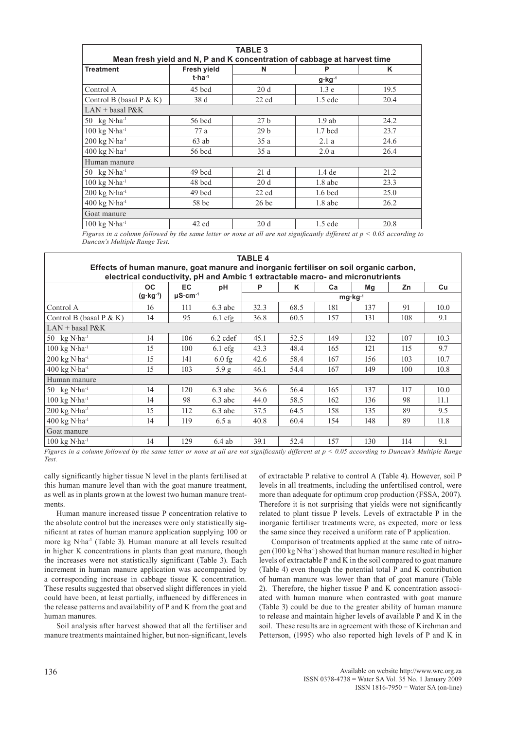**TABLE 3**
**Mean fresh yield and N, P and K concentration of cabbage at harvest time**

| Treatment | Fresh yield $t{\cdot}ha^{-1}$ | N | P | K |
|---|---|---|---|---|
| | | $g{\cdot}kg^{-1}$ | | |
| Control A | 45 bcd | 20 d | 1.3 e | 19.5 |
| Control B (basal P & K) | 38 d | 22 cd | 1.5 cde | 20.4 |
| LAN + basal P&K | | | | |
| 50 $kg\ N{\cdot}ha^{-1}$ | 56 bcd | 27 b | 1.9 ab | 24.2 |
| 100 $kg\ N{\cdot}ha^{-1}$ | 77 a | 29 b | 1.7 bcd | 23.7 |
| 200 $kg\ N{\cdot}ha^{-1}$ | 63 ab | 35 a | 2.1 a | 24.6 |
| 400 $kg\ N{\cdot}ha^{-1}$ | 56 bcd | 35 a | 2.0 a | 26.4 |
| Human manure | | | | |
| 50 $kg\ N{\cdot}ha^{-1}$ | 49 bcd | 21 d | 1.4 de | 21.2 |
| 100 $kg\ N{\cdot}ha^{-1}$ | 48 bcd | 20 d | 1.8 abc | 23.3 |
| 200 $kg\ N{\cdot}ha^{-1}$ | 49 bcd | 22 cd | 1.6 bcd | 25.0 |
| 400 $kg\ N{\cdot}ha^{-1}$ | 58 bc | 26 bc | 1.8 abc | 26.2 |
| Goat manure | | | | |
| 100 $kg\ N{\cdot}ha^{-1}$ | 42 cd | 20 d | 1.5 cde | 20.8 |

*Figures in a column followed by the same letter or none at all are not significantly different at $p < 0.05$ according to Duncan's Multiple Range Test.*

**TABLE 4**
**Effects of human manure, goat manure and inorganic fertiliser on soil organic carbon, electrical conductivity, pH and Ambic 1 extractable macro- and micronutrients**

| | OC $(g{\cdot}kg^{-1})$ | EC $\mu S{\cdot}cm^{-1}$ | pH | P | K | Ca | Mg | Zn | Cu |
|---|---|---|---|---|---|---|---|---|---|
| | | | | $mg{\cdot}kg^{-1}$ | | | | | |
| Control A | 16 | 111 | 6.3 abc | 32.3 | 68.5 | 181 | 137 | 91 | 10.0 |
| Control B (basal P & K) | 14 | 95 | 6.1 efg | 36.8 | 60.5 | 157 | 131 | 108 | 9.1 |
| LAN + basal P&K | | | | | | | | | |
| 50 $kg\ N{\cdot}ha^{-1}$ | 14 | 106 | 6.2 cdef | 45.1 | 52.5 | 149 | 132 | 107 | 10.3 |
| 100 $kg\ N{\cdot}ha^{-1}$ | 15 | 100 | 6.1 efg | 43.3 | 48.4 | 165 | 121 | 115 | 9.7 |
| 200 $kg\ N{\cdot}ha^{-1}$ | 15 | 141 | 6.0 fg | 42.6 | 58.4 | 167 | 156 | 103 | 10.7 |
| 400 $kg\ N{\cdot}ha^{-1}$ | 15 | 103 | 5.9 g | 46.1 | 54.4 | 167 | 149 | 100 | 10.8 |
| Human manure | | | | | | | | | |
| 50 $kg\ N{\cdot}ha^{-1}$ | 14 | 120 | 6.3 abc | 36.6 | 56.4 | 165 | 137 | 117 | 10.0 |
| 100 $kg\ N{\cdot}ha^{-1}$ | 14 | 98 | 6.3 abc | 44.0 | 58.5 | 162 | 136 | 98 | 11.1 |
| 200 $kg\ N{\cdot}ha^{-1}$ | 15 | 112 | 6.3 abc | 37.5 | 64.5 | 158 | 135 | 89 | 9.5 |
| 400 $kg\ N{\cdot}ha^{-1}$ | 14 | 119 | 6.5 a | 40.8 | 60.4 | 154 | 148 | 89 | 11.8 |
| Goat manure | | | | | | | | | |
| 100 $kg\ N{\cdot}ha^{-1}$ | 14 | 129 | 6.4 ab | 39.1 | 52.4 | 157 | 130 | 114 | 9.1 |

*Figures in a column followed by the same letter or none at all are not significantly different at $p < 0.05$ according to Duncan's Multiple Range Test.*

cally significantly higher tissue N level in the plants fertilised at this human manure level than with the goat manure treatment, as well as in plants grown at the lowest two human manure treatments.

Human manure increased tissue P concentration relative to the absolute control but the increases were only statistically significant at rates of human manure application supplying 100 or more $kg\ N{\cdot}ha^{-1}$ (Table 3). Human manure at all levels resulted in higher K concentrations in plants than goat manure, though the increases were not statistically significant (Table 3). Each increment in human manure application was accompanied by a corresponding increase in cabbage tissue K concentration. These results suggested that observed slight differences in yield could have been, at least partially, influenced by differences in the release patterns and availability of P and K from the goat and human manures.

Soil analysis after harvest showed that all the fertiliser and manure treatments maintained higher, but non-significant, levels of extractable P relative to control A (Table 4). However, soil P levels in all treatments, including the unfertilised control, were more than adequate for optimum crop production (FSSA, 2007). Therefore it is not surprising that yields were not significantly related to plant tissue P levels. Levels of extractable P in the inorganic fertiliser treatments were, as expected, more or less the same since they received a uniform rate of P application.

Comparison of treatments applied at the same rate of nitrogen (100 $kg\ N{\cdot}ha^{-1}$) showed that human manure resulted in higher levels of extractable P and K in the soil compared to goat manure (Table 4) even though the potential total P and K contribution of human manure was lower than that of goat manure (Table 2). Therefore, the higher tissue P and K concentration associated with human manure when contrasted with goat manure (Table 3) could be due to the greater ability of human manure to release and maintain higher levels of available P and K in the soil. These results are in agreement with those of Kirchman and Petterson, (1995) who also reported high levels of P and K in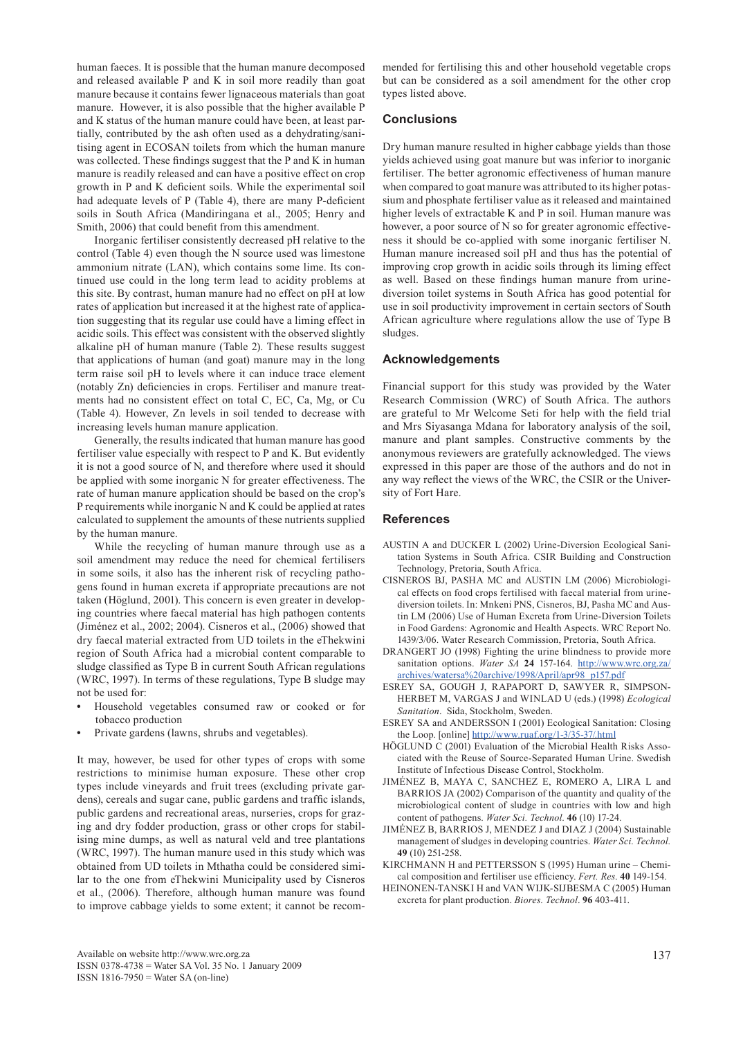human faeces. It is possible that the human manure decomposed and released available P and K in soil more readily than goat manure because it contains fewer lignaceous materials than goat manure. However, it is also possible that the higher available P and K status of the human manure could have been, at least partially, contributed by the ash often used as a dehydrating/sanitising agent in ECOSAN toilets from which the human manure was collected. These findings suggest that the P and K in human manure is readily released and can have a positive effect on crop growth in P and K deficient soils. While the experimental soil had adequate levels of P (Table 4), there are many P-deficient soils in South Africa (Mandiringana et al., 2005; Henry and Smith, 2006) that could benefit from this amendment.

Inorganic fertiliser consistently decreased pH relative to the control (Table 4) even though the N source used was limestone ammonium nitrate (LAN), which contains some lime. Its continued use could in the long term lead to acidity problems at this site. By contrast, human manure had no effect on pH at low rates of application but increased it at the highest rate of application suggesting that its regular use could have a liming effect in acidic soils. This effect was consistent with the observed slightly alkaline pH of human manure (Table 2). These results suggest that applications of human (and goat) manure may in the long term raise soil pH to levels where it can induce trace element (notably Zn) deficiencies in crops. Fertiliser and manure treatments had no consistent effect on total C, EC, Ca, Mg, or Cu (Table 4). However, Zn levels in soil tended to decrease with increasing levels human manure application.

Generally, the results indicated that human manure has good fertiliser value especially with respect to P and K. But evidently it is not a good source of N, and therefore where used it should be applied with some inorganic N for greater effectiveness. The rate of human manure application should be based on the crop's P requirements while inorganic N and K could be applied at rates calculated to supplement the amounts of these nutrients supplied by the human manure.

While the recycling of human manure through use as a soil amendment may reduce the need for chemical fertilisers in some soils, it also has the inherent risk of recycling pathogens found in human excreta if appropriate precautions are not taken (Höglund, 2001). This concern is even greater in developing countries where faecal material has high pathogen contents (Jiménez et al., 2002; 2004). Cisneros et al., (2006) showed that dry faecal material extracted from UD toilets in the eThekwini region of South Africa had a microbial content comparable to sludge classified as Type B in current South African regulations (WRC, 1997). In terms of these regulations, Type B sludge may not be used for:

- Household vegetables consumed raw or cooked or for tobacco production
- Private gardens (lawns, shrubs and vegetables).

It may, however, be used for other types of crops with some restrictions to minimise human exposure. These other crop types include vineyards and fruit trees (excluding private gardens), cereals and sugar cane, public gardens and traffic islands, public gardens and recreational areas, nurseries, crops for grazing and dry fodder production, grass or other crops for stabilising mine dumps, as well as natural veld and tree plantations (WRC, 1997). The human manure used in this study which was obtained from UD toilets in Mthatha could be considered similar to the one from eThekwini Municipality used by Cisneros et al., (2006). Therefore, although human manure was found to improve cabbage yields to some extent; it cannot be recommended for fertilising this and other household vegetable crops but can be considered as a soil amendment for the other crop types listed above.

## Conclusions

Dry human manure resulted in higher cabbage yields than those yields achieved using goat manure but was inferior to inorganic fertiliser. The better agronomic effectiveness of human manure when compared to goat manure was attributed to its higher potassium and phosphate fertiliser value as it released and maintained higher levels of extractable K and P in soil. Human manure was however, a poor source of N so for greater agronomic effectiveness it should be co-applied with some inorganic fertiliser N. Human manure increased soil pH and thus has the potential of improving crop growth in acidic soils through its liming effect as well. Based on these findings human manure from urine-diversion toilet systems in South Africa has good potential for use in soil productivity improvement in certain sectors of South African agriculture where regulations allow the use of Type B sludges.

## Acknowledgements

Financial support for this study was provided by the Water Research Commission (WRC) of South Africa. The authors are grateful to Mr Welcome Seti for help with the field trial and Mrs Siyasanga Mdana for laboratory analysis of the soil, manure and plant samples. Constructive comments by the anonymous reviewers are gratefully acknowledged. The views expressed in this paper are those of the authors and do not in any way reflect the views of the WRC, the CSIR or the University of Fort Hare.

## References

AUSTIN A and DUCKER L (2002) Urine-Diversion Ecological Sanitation Systems in South Africa. CSIR Building and Construction Technology, Pretoria, South Africa.

CISNEROS BJ, PASHA MC and AUSTIN LM (2006) Microbiological effects on food crops fertilised with faecal material from urine-diversion toilets. In: Mnkeni PNS, Cisneros, BJ, Pasha MC and Austin LM (2006) Use of Human Excreta from Urine-Diversion Toilets in Food Gardens: Agronomic and Health Aspects. WRC Report No. 1439/3/06. Water Research Commission, Pretoria, South Africa.

DRANGERT JO (1998) Fighting the urine blindness to provide more sanitation options. *Water SA* **24** 157-164. http://www.wrc.org.za/archives/watersa%20archive/1998/April/apr98_p157.pdf

ESREY SA, GOUGH J, RAPAPORT D, SAWYER R, SIMPSON-HERBET M, VARGAS J and WINLAD U (eds.) (1998) *Ecological Sanitation*. Sida, Stockholm, Sweden.

ESREY SA and ANDERSSON I (2001) Ecological Sanitation: Closing the Loop. [online] http://www.ruaf.org/1-3/35-37/.html

HÖGLUND C (2001) Evaluation of the Microbial Health Risks Associated with the Reuse of Source-Separated Human Urine. Swedish Institute of Infectious Disease Control, Stockholm.

JIMÉNEZ B, MAYA C, SANCHEZ E, ROMERO A, LIRA L and BARRIOS JA (2002) Comparison of the quantity and quality of the microbiological content of sludge in countries with low and high content of pathogens. *Water Sci. Technol.* **46** (10) 17-24.

JIMÉNEZ B, BARRIOS J, MENDEZ J and DIAZ J (2004) Sustainable management of sludges in developing countries. *Water Sci. Technol.* **49** (10) 251-258.

KIRCHMANN H and PETTERSSON S (1995) Human urine – Chemical composition and fertiliser use efficiency. *Fert. Res.* **40** 149-154.

HEINONEN-TANSKI H and VAN WIJK-SIJBESMA C (2005) Human excreta for plant production. *Biores. Technol*. **96** 403-411.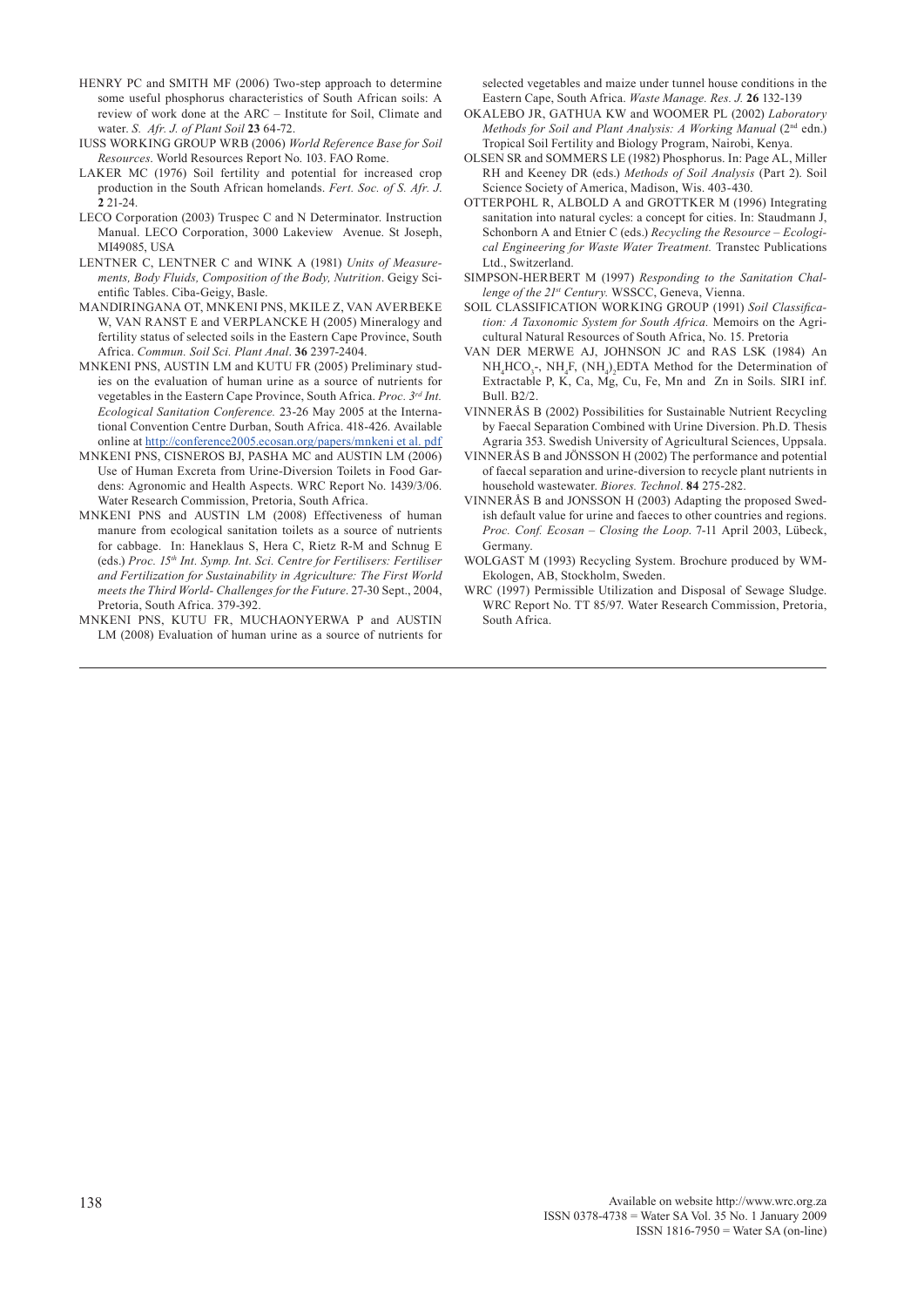HENRY PC and SMITH MF (2006) Two-step approach to determine some useful phosphorus characteristics of South African soils: A review of work done at the ARC – Institute for Soil, Climate and water. *S. Afr. J. of Plant Soil* **23** 64-72.

IUSS WORKING GROUP WRB (2006) *World Reference Base for Soil Resources.* World Resources Report No. 103. FAO Rome.

LAKER MC (1976) Soil fertility and potential for increased crop production in the South African homelands. *Fert. Soc. of S. Afr. J.* **2** 21-24.

LECO Corporation (2003) Truspec C and N Determinator. Instruction Manual. LECO Corporation, 3000 Lakeview Avenue. St Joseph, MI49085, USA

LENTNER C, LENTNER C and WINK A (1981) *Units of Measurements, Body Fluids, Composition of the Body, Nutrition*. Geigy Scientific Tables. Ciba-Geigy, Basle.

MANDIRINGANA OT, MNKENI PNS, MKILE Z, VAN AVERBEKE W, VAN RANST E and VERPLANCKE H (2005) Mineralogy and fertility status of selected soils in the Eastern Cape Province, South Africa. *Commun. Soil Sci. Plant Anal*. **36** 2397-2404.

MNKENI PNS, AUSTIN LM and KUTU FR (2005) Preliminary studies on the evaluation of human urine as a source of nutrients for vegetables in the Eastern Cape Province, South Africa. *Proc. 3rd Int. Ecological Sanitation Conference.* 23-26 May 2005 at the International Convention Centre Durban, South Africa. 418-426. Available online at http://conference2005.ecosan.org/papers/mnkeni et al. pdf

MNKENI PNS, CISNEROS BJ, PASHA MC and AUSTIN LM (2006) Use of Human Excreta from Urine-Diversion Toilets in Food Gardens: Agronomic and Health Aspects. WRC Report No. 1439/3/06. Water Research Commission, Pretoria, South Africa.

MNKENI PNS and AUSTIN LM (2008) Effectiveness of human manure from ecological sanitation toilets as a source of nutrients for cabbage. In: Haneklaus S, Hera C, Rietz R-M and Schnug E (eds.) *Proc. 15th Int. Symp. Int. Sci. Centre for Fertilisers: Fertiliser and Fertilization for Sustainability in Agriculture: The First World meets the Third World- Challenges for the Future*. 27-30 Sept., 2004, Pretoria, South Africa. 379-392.

MNKENI PNS, KUTU FR, MUCHAONYERWA P and AUSTIN LM (2008) Evaluation of human urine as a source of nutrients for selected vegetables and maize under tunnel house conditions in the Eastern Cape, South Africa. *Waste Manage. Res. J.* **26** 132-139

OKALEBO JR, GATHUA KW and WOOMER PL (2002) *Laboratory Methods for Soil and Plant Analysis: A Working Manual* (2nd edn.) Tropical Soil Fertility and Biology Program, Nairobi, Kenya.

OLSEN SR and SOMMERS LE (1982) Phosphorus. In: Page AL, Miller RH and Keeney DR (eds.) *Methods of Soil Analysis* (Part 2). Soil Science Society of America, Madison, Wis. 403-430.

OTTERPOHL R, ALBOLD A and GROTTKER M (1996) Integrating sanitation into natural cycles: a concept for cities. In: Staudmann J, Schonborn A and Etnier C (eds.) *Recycling the Resource – Ecological Engineering for Waste Water Treatment.* Transtec Publications Ltd., Switzerland.

SIMPSON-HERBERT M (1997) *Responding to the Sanitation Challenge of the 21st Century.* WSSCC, Geneva, Vienna.

SOIL CLASSIFICATION WORKING GROUP (1991) *Soil Classification: A Taxonomic System for South Africa.* Memoirs on the Agricultural Natural Resources of South Africa, No. 15. Pretoria

VAN DER MERWE AJ, JOHNSON JC and RAS LSK (1984) An $NH_4HCO_3$-, $NH_4F$, $(NH_4)_2EDTA$ Method for the Determination of Extractable P, K, Ca, Mg, Cu, Fe, Mn and Zn in Soils. SIRI inf. Bull. B2/2.

VINNERÅS B (2002) Possibilities for Sustainable Nutrient Recycling by Faecal Separation Combined with Urine Diversion. Ph.D. Thesis Agraria 353. Swedish University of Agricultural Sciences, Uppsala.

VINNERÅS B and JÖNSSON H (2002) The performance and potential of faecal separation and urine-diversion to recycle plant nutrients in household wastewater. *Biores. Technol*. **84** 275-282.

VINNERÅS B and JONSSON H (2003) Adapting the proposed Swedish default value for urine and faeces to other countries and regions. *Proc. Conf. Ecosan – Closing the Loop.* 7-11 April 2003, Lübeck, Germany.

WOLGAST M (1993) Recycling System. Brochure produced by WM-Ekologen, AB, Stockholm, Sweden.

WRC (1997) Permissible Utilization and Disposal of Sewage Sludge. WRC Report No. TT 85/97. Water Research Commission, Pretoria, South Africa.